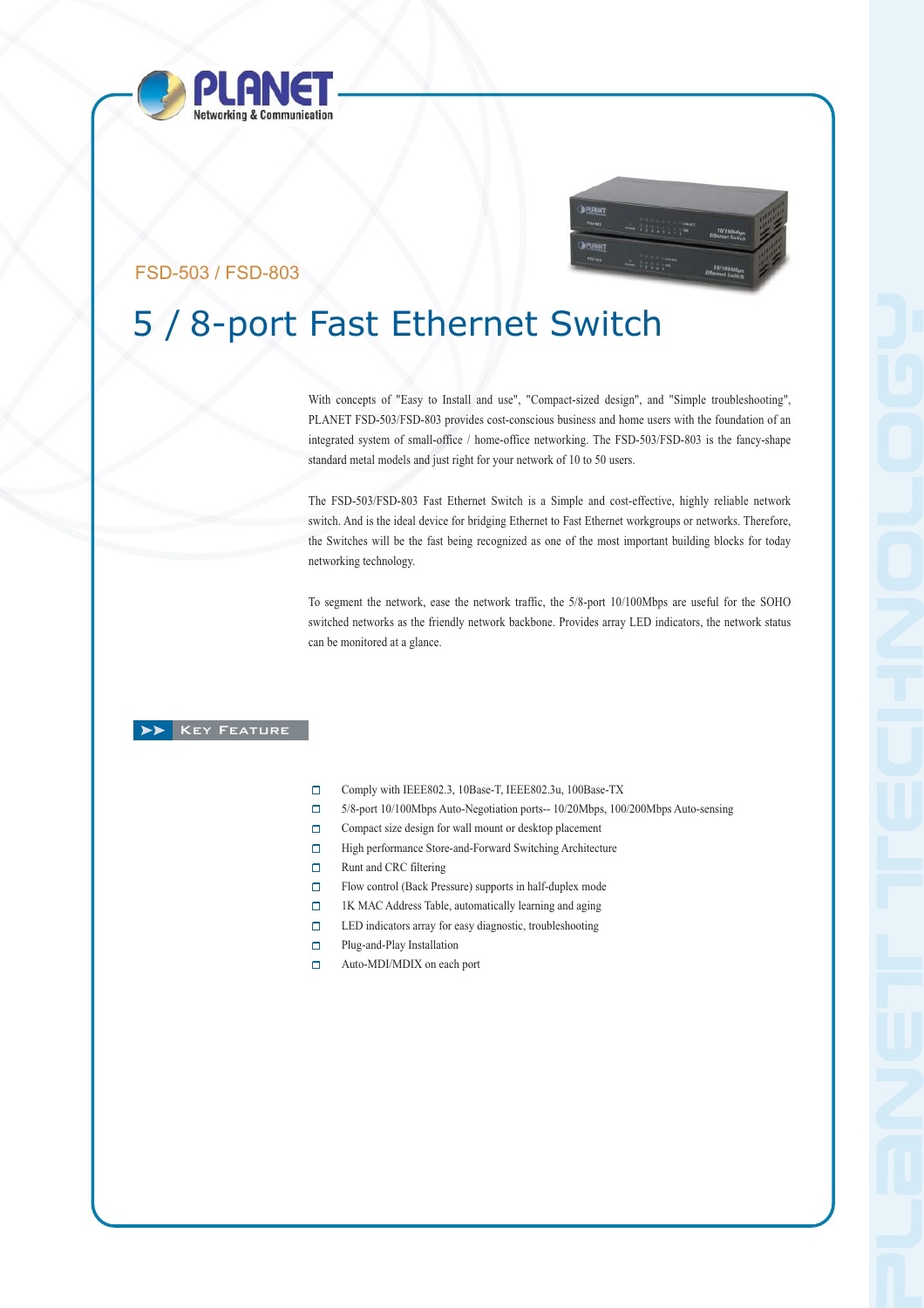FSD-503 / FSD-803

# 5 / 8-port Fast Ethernet Switch

With concepts of "Easy to Install and use", "Compact-sized design", and "Simple troubleshooting", PLANET FSD-503/FSD-803 provides cost-conscious business and home users with the foundation of an integrated system of small-office / home-office networking. The FSD-503/FSD-803 is the fancy-shape standard metal models and just right for your network of 10 to 50 users.

The FSD-503/FSD-803 Fast Ethernet Switch is a Simple and cost-effective, highly reliable network switch. And is the ideal device for bridging Ethernet to Fast Ethernet workgroups or networks. Therefore, the Switches will be the fast being recognized as one of the most important building blocks for today networking technology.

To segment the network, ease the network traffic, the 5/8-port 10/100Mbps are useful for the SOHO switched networks as the friendly network backbone. Provides array LED indicators, the network status can be monitored at a glance.

## Key Feature

- Comply with IEEE802.3, 10Base-T, IEEE802.3u, 100Base-TX
- 5/8-port 10/100Mbps Auto-Negotiation ports-- 10/20Mbps, 100/200Mbps Auto-sensing
- Compact size design for wall mount or desktop placement
- High performance Store-and-Forward Switching Architecture
- Runt and CRC filtering
- Flow control (Back Pressure) supports in half-duplex mode
- 1K MAC Address Table, automatically learning and aging
- LED indicators array for easy diagnostic, troubleshooting
- Plug-and-Play Installation
- Auto-MDI/MDIX on each port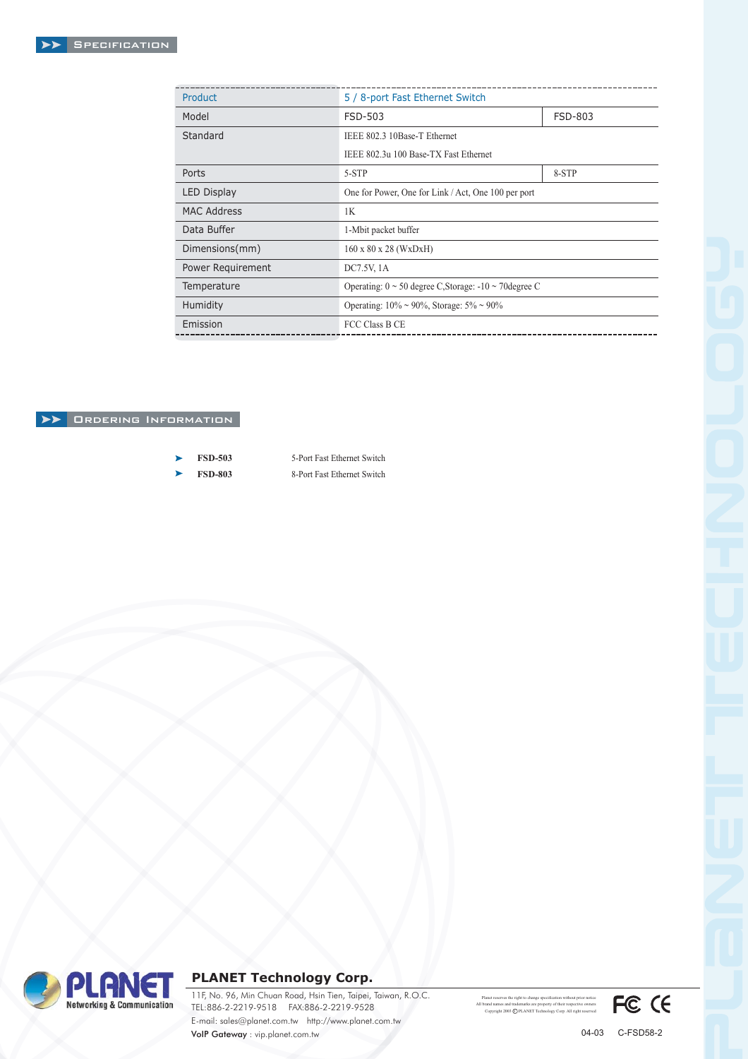## Specification

| Product | 5 / 8-port Fast Ethernet Switch | |
|---|---|---|
| Model | FSD-503 | FSD-803 |
| Standard | IEEE 802.3 10Base-T Ethernet<br>IEEE 802.3u 100 Base-TX Fast Ethernet | |
| Ports | 5-STP | 8-STP |
| LED Display | One for Power, One for Link / Act, One 100 per port | |
| MAC Address | 1K | |
| Data Buffer | 1-Mbit packet buffer | |
| Dimensions(mm) | 160 x 80 x 28 (WxDxH) | |
| Power Requirement | DC7.5V, 1A | |
| Temperature | Operating: 0 ~ 50 degree C,Storage: -10 ~ 70degree C | |
| Humidity | Operating: 10% ~ 90%, Storage: 5% ~ 90% | |
| Emission | FCC Class B CE | |

## Ordering Information

- **FSD-503** 5-Port Fast Ethernet Switch
- **FSD-803** 8-Port Fast Ethernet Switch

PLANET Networking & Communication

**PLANET Technology Corp.**

11F, No. 96, Min Chuan Road, Hsin Tien, Taipei, Taiwan, R.O.C.
TEL:886-2-2219-9518 FAX:886-2-2219-9528
E-mail: sales@planet.com.tw http://www.planet.com.tw
**VoIP Gateway** : vip.planet.com.tw

Planet reserves the right to change specification without prior notice.
All brand names and trademarks are property of their respective owners.
Copyright 2003 © PLANET Technology Corp. All right reserved.

04-03 C-FSD58-2